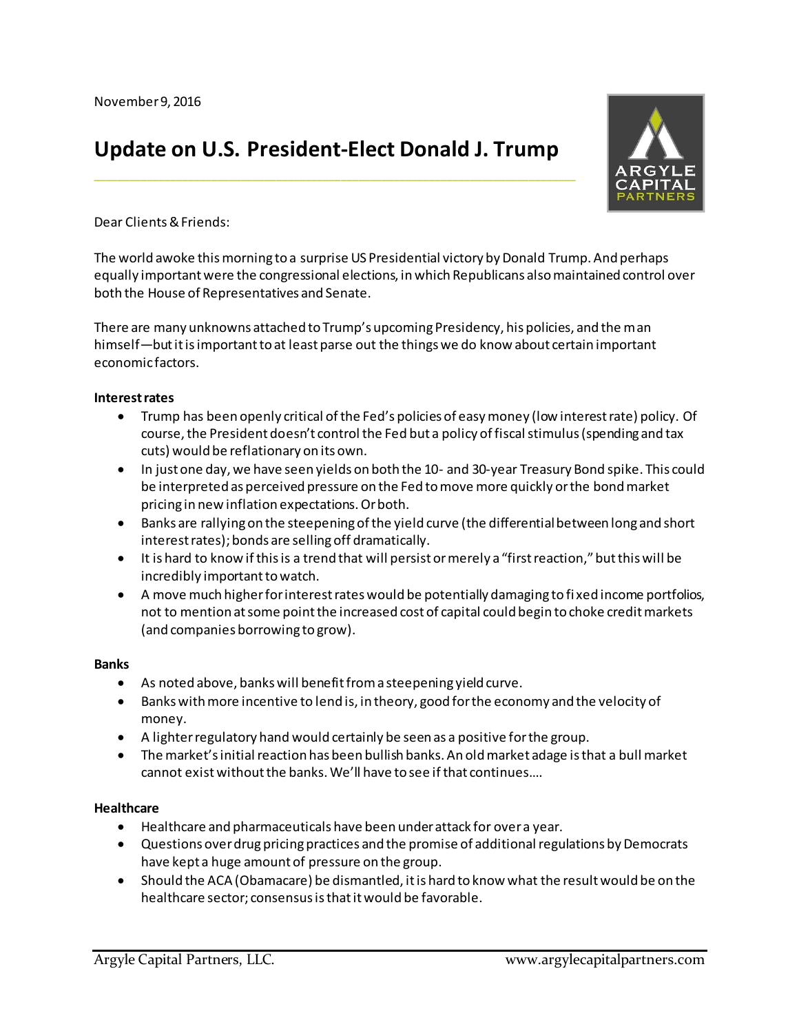November 9, 2016

# Update on U.S. President-Elect Donald J. Trump

Dear Clients & Friends:

The world awoke this morning to a surprise US Presidential victory by Donald Trump. And perhaps equally important were the congressional elections, in which Republicans also maintained control over both the House of Representatives and Senate.

There are many unknowns attached to Trump's upcoming Presidency, his policies, and the man himself—but it is important to at least parse out the things we do know about certain important economic factors.

**Interest rates**

- Trump has been openly critical of the Fed's policies of easy money (low interest rate) policy. Of course, the President doesn't control the Fed but a policy of fiscal stimulus (spending and tax cuts) would be reflationary on its own.
- In just one day, we have seen yields on both the 10- and 30-year Treasury Bond spike. This could be interpreted as perceived pressure on the Fed to move more quickly or the bond market pricing in new inflation expectations. Or both.
- Banks are rallying on the steepening of the yield curve (the differential between long and short interest rates); bonds are selling off dramatically.
- It is hard to know if this is a trend that will persist or merely a "first reaction," but this will be incredibly important to watch.
- A move much higher for interest rates would be potentially damaging to fixed income portfolios, not to mention at some point the increased cost of capital could begin to choke credit markets (and companies borrowing to grow).

**Banks**

- As noted above, banks will benefit from a steepening yield curve.
- Banks with more incentive to lend is, in theory, good for the economy and the velocity of money.
- A lighter regulatory hand would certainly be seen as a positive for the group.
- The market's initial reaction has been bullish banks. An old market adage is that a bull market cannot exist without the banks. We'll have to see if that continues….

**Healthcare**

- Healthcare and pharmaceuticals have been under attack for over a year.
- Questions over drug pricing practices and the promise of additional regulations by Democrats have kept a huge amount of pressure on the group.
- Should the ACA (Obamacare) be dismantled, it is hard to know what the result would be on the healthcare sector; consensus is that it would be favorable.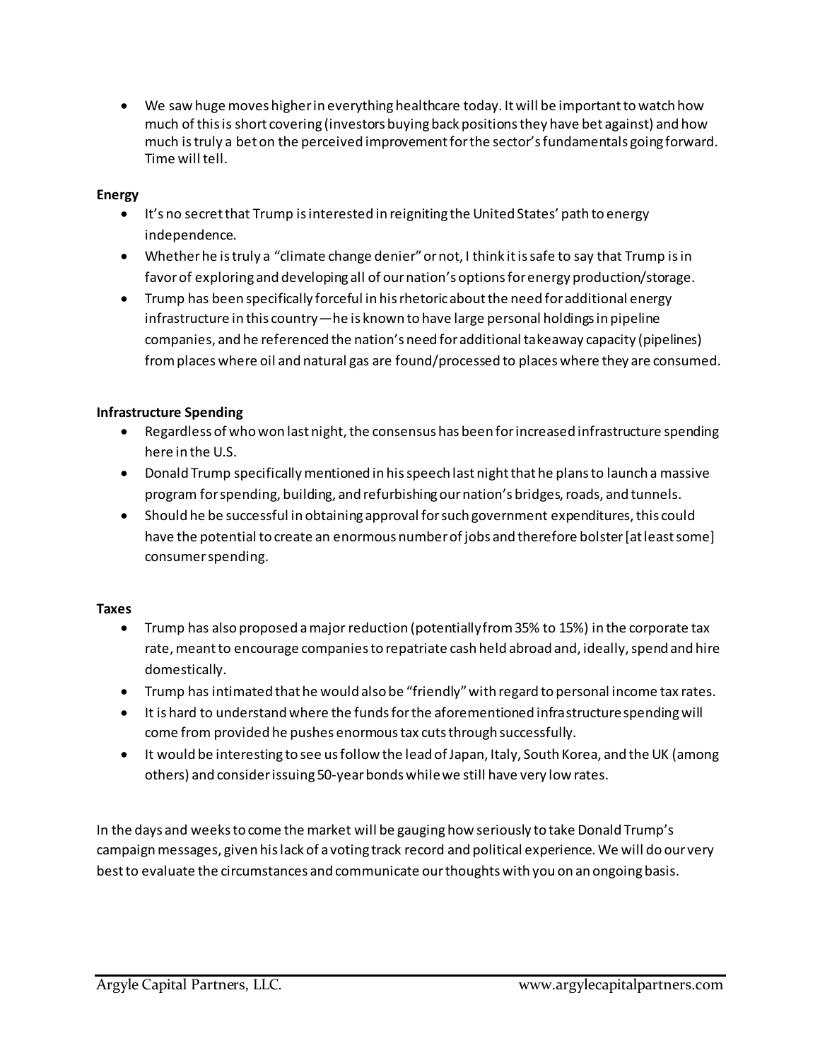- We saw huge moves higher in everything healthcare today. It will be important to watch how much of this is short covering (investors buying back positions they have bet against) and how much is truly a bet on the perceived improvement for the sector's fundamentals going forward. Time will tell.

**Energy**

- It's no secret that Trump is interested in reigniting the United States' path to energy independence.
- Whether he is truly a "climate change denier" or not, I think it is safe to say that Trump is in favor of exploring and developing all of our nation's options for energy production/storage.
- Trump has been specifically forceful in his rhetoric about the need for additional energy infrastructure in this country—he is known to have large personal holdings in pipeline companies, and he referenced the nation's need for additional takeaway capacity (pipelines) from places where oil and natural gas are found/processed to places where they are consumed.

**Infrastructure Spending**

- Regardless of who won last night, the consensus has been for increased infrastructure spending here in the U.S.
- Donald Trump specifically mentioned in his speech last night that he plans to launch a massive program for spending, building, and refurbishing our nation's bridges, roads, and tunnels.
- Should he be successful in obtaining approval for such government expenditures, this could have the potential to create an enormous number of jobs and therefore bolster [at least some] consumer spending.

**Taxes**

- Trump has also proposed a major reduction (potentially from 35% to 15%) in the corporate tax rate, meant to encourage companies to repatriate cash held abroad and, ideally, spend and hire domestically.
- Trump has intimated that he would also be "friendly" with regard to personal income tax rates.
- It is hard to understand where the funds for the aforementioned infrastructure spending will come from provided he pushes enormous tax cuts through successfully.
- It would be interesting to see us follow the lead of Japan, Italy, South Korea, and the UK (among others) and consider issuing 50-year bonds while we still have very low rates.

In the days and weeks to come the market will be gauging how seriously to take Donald Trump's campaign messages, given his lack of a voting track record and political experience. We will do our very best to evaluate the circumstances and communicate our thoughts with you on an ongoing basis.